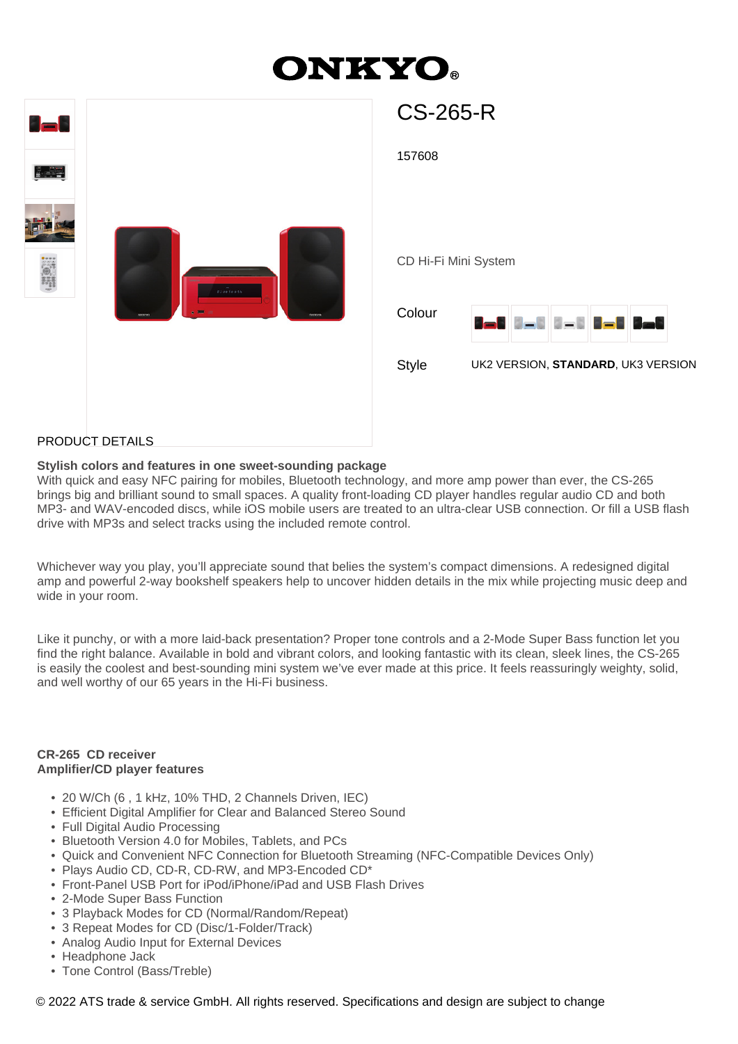# ONKYO

## CS-265-R

157608

CD Hi-Fi Mini System

Colour

Style UK2 VERSION, **STANDARD**, UK3 VERSION

PRODUCT DETAILS

**Stylish colors and features in one sweet-sounding package**
With quick and easy NFC pairing for mobiles, Bluetooth technology, and more amp power than ever, the CS-265 brings big and brilliant sound to small spaces. A quality front-loading CD player handles regular audio CD and both MP3- and WAV-encoded discs, while iOS mobile users are treated to an ultra-clear USB connection. Or fill a USB flash drive with MP3s and select tracks using the included remote control.

Whichever way you play, you'll appreciate sound that belies the system's compact dimensions. A redesigned digital amp and powerful 2-way bookshelf speakers help to uncover hidden details in the mix while projecting music deep and wide in your room.

Like it punchy, or with a more laid-back presentation? Proper tone controls and a 2-Mode Super Bass function let you find the right balance. Available in bold and vibrant colors, and looking fantastic with its clean, sleek lines, the CS-265 is easily the coolest and best-sounding mini system we've ever made at this price. It feels reassuringly weighty, solid, and well worthy of our 65 years in the Hi-Fi business.

**CR-265 CD receiver**
**Amplifier/CD player features**

- 20 W/Ch (6 , 1 kHz, 10% THD, 2 Channels Driven, IEC)
- Efficient Digital Amplifier for Clear and Balanced Stereo Sound
- Full Digital Audio Processing
- Bluetooth Version 4.0 for Mobiles, Tablets, and PCs
- Quick and Convenient NFC Connection for Bluetooth Streaming (NFC-Compatible Devices Only)
- Plays Audio CD, CD-R, CD-RW, and MP3-Encoded CD*
- Front-Panel USB Port for iPod/iPhone/iPad and USB Flash Drives
- 2-Mode Super Bass Function
- 3 Playback Modes for CD (Normal/Random/Repeat)
- 3 Repeat Modes for CD (Disc/1-Folder/Track)
- Analog Audio Input for External Devices
- Headphone Jack
- Tone Control (Bass/Treble)

© 2022 ATS trade & service GmbH. All rights reserved. Specifications and design are subject to change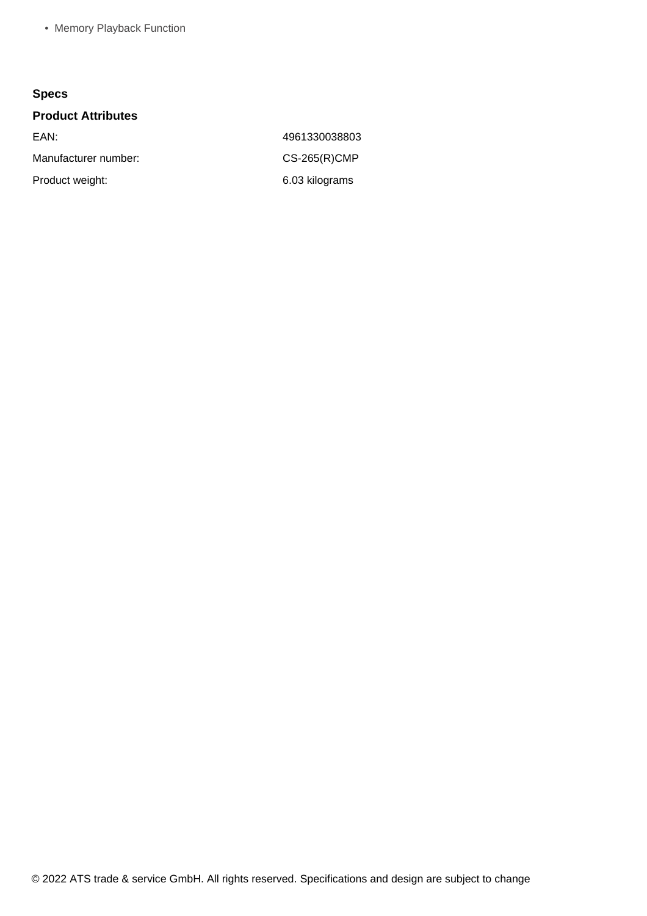- Memory Playback Function

## Specs

### Product Attributes

| | |
|---|---|
| EAN: | 4961330038803 |
| Manufacturer number: | CS-265(R)CMP |
| Product weight: | 6.03 kilograms |

© 2022 ATS trade & service GmbH. All rights reserved. Specifications and design are subject to change